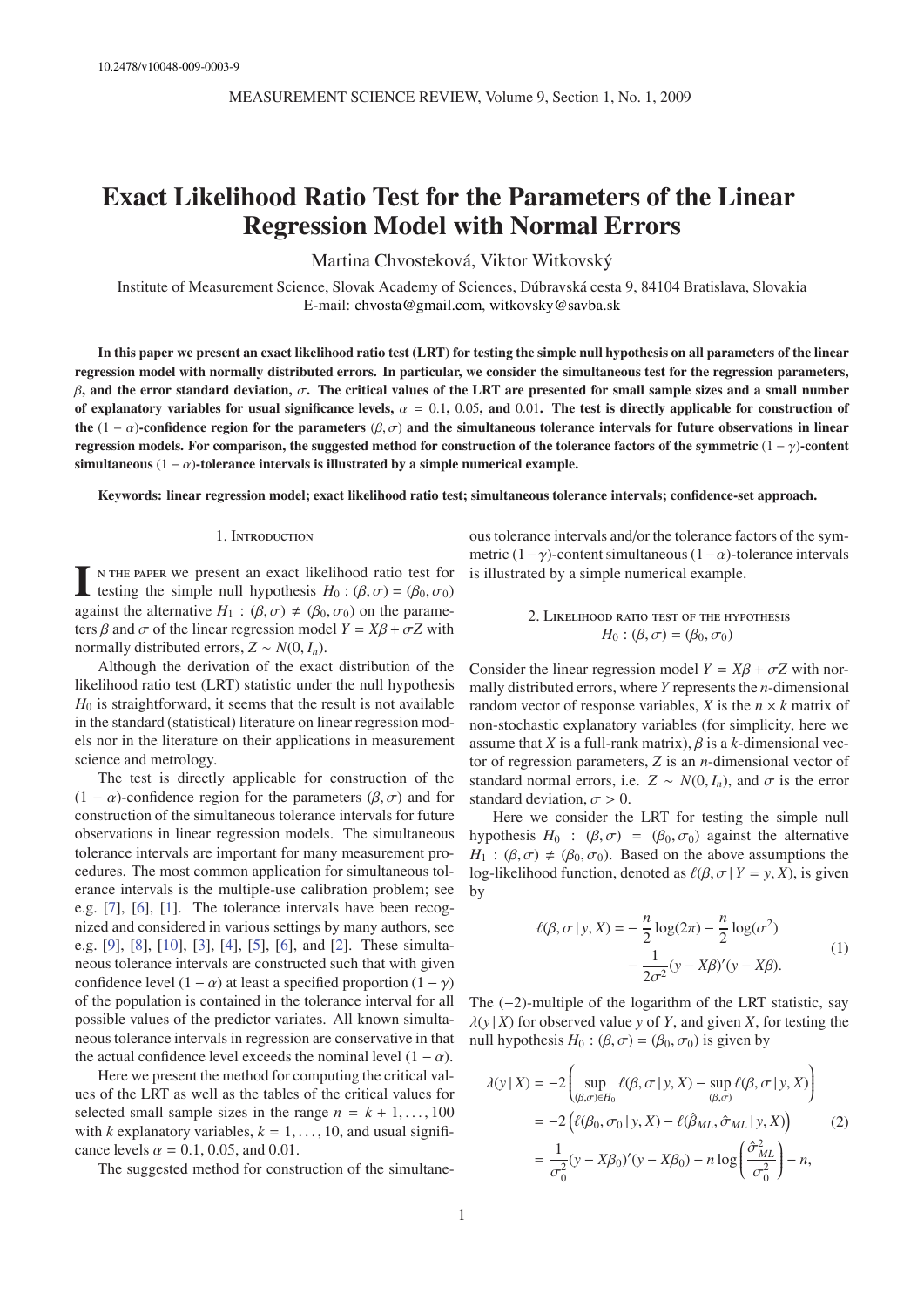10.2478/v10048-009-0003-9

# Exact Likelihood Ratio Test for the Parameters of the Linear Regression Model with Normal Errors

Martina Chvosteková, Viktor Witkovský

Institute of Measurement Science, Slovak Academy of Sciences, Dúbravská cesta 9, 84104 Bratislava, Slovakia
E-mail: chvosta@gmail.com, witkovsky@savba.sk

**In this paper we present an exact likelihood ratio test (LRT) for testing the simple null hypothesis on all parameters of the linear regression model with normally distributed errors. In particular, we consider the simultaneous test for the regression parameters, $\beta$, and the error standard deviation, $\sigma$. The critical values of the LRT are presented for small sample sizes and a small number of explanatory variables for usual significance levels, $\alpha = 0.1$, $0.05$, and $0.01$. The test is directly applicable for construction of the $(1-\alpha)$-confidence region for the parameters $(\beta, \sigma)$ and the simultaneous tolerance intervals for future observations in linear regression models. For comparison, the suggested method for construction of the tolerance factors of the symmetric $(1-\gamma)$-content simultaneous $(1-\alpha)$-tolerance intervals is illustrated by a simple numerical example.**

**Keywords: linear regression model; exact likelihood ratio test; simultaneous tolerance intervals; confidence-set approach.**

## 1. Introduction

In the paper we present an exact likelihood ratio test for testing the simple null hypothesis $H_0 : (\beta, \sigma) = (\beta_0, \sigma_0)$ against the alternative $H_1 : (\beta, \sigma) \neq (\beta_0, \sigma_0)$ on the parameters $\beta$ and $\sigma$ of the linear regression model $Y = X\beta + \sigma Z$ with normally distributed errors, $Z \sim N(0, I_n)$.

Although the derivation of the exact distribution of the likelihood ratio test (LRT) statistic under the null hypothesis $H_0$ is straightforward, it seems that the result is not available in the standard (statistical) literature on linear regression models nor in the literature on their applications in measurement science and metrology.

The test is directly applicable for construction of the $(1-\alpha)$-confidence region for the parameters $(\beta, \sigma)$ and for construction of the simultaneous tolerance intervals for future observations in linear regression models. The simultaneous tolerance intervals are important for many measurement procedures. The most common application for simultaneous tolerance intervals is the multiple-use calibration problem; see e.g. [7], [6], [1]. The tolerance intervals have been recognized and considered in various settings by many authors, see e.g. [9], [8], [10], [3], [4], [5], [6], and [2]. These simultaneous tolerance intervals are constructed such that with given confidence level $(1-\alpha)$ at least a specified proportion $(1-\gamma)$ of the population is contained in the tolerance interval for all possible values of the predictor variates. All known simultaneous tolerance intervals in regression are conservative in that the actual confidence level exceeds the nominal level $(1-\alpha)$.

Here we present the method for computing the critical values of the LRT as well as the tables of the critical values for selected small sample sizes in the range $n = k+1, \ldots, 100$ with $k$ explanatory variables, $k = 1, \ldots, 10$, and usual significance levels $\alpha = 0.1$, $0.05$, and $0.01$.

The suggested method for construction of the simultaneous tolerance intervals and/or the tolerance factors of the symmetric $(1-\gamma)$-content simultaneous $(1-\alpha)$-tolerance intervals is illustrated by a simple numerical example.

## 2. Likelihood ratio test of the hypothesis $H_0 : (\beta, \sigma) = (\beta_0, \sigma_0)$

Consider the linear regression model $Y = X\beta + \sigma Z$ with normally distributed errors, where $Y$ represents the $n$-dimensional random vector of response variables, $X$ is the $n \times k$ matrix of non-stochastic explanatory variables (for simplicity, here we assume that $X$ is a full-rank matrix), $\beta$ is a $k$-dimensional vector of regression parameters, $Z$ is an $n$-dimensional vector of standard normal errors, i.e. $Z \sim N(0, I_n)$, and $\sigma$ is the error standard deviation, $\sigma > 0$.

Here we consider the LRT for testing the simple null hypothesis $H_0 : (\beta, \sigma) = (\beta_0, \sigma_0)$ against the alternative $H_1 : (\beta, \sigma) \neq (\beta_0, \sigma_0)$. Based on the above assumptions the log-likelihood function, denoted as $\ell(\beta, \sigma \,|\, Y = y, X)$, is given by

$$\ell(\beta, \sigma \,|\, y, X) = -\frac{n}{2}\log(2\pi) - \frac{n}{2}\log(\sigma^2) - \frac{1}{2\sigma^2}(y - X\beta)'(y - X\beta). \tag{1}$$

The $(-2)$-multiple of the logarithm of the LRT statistic, say $\lambda(y \,|\, X)$ for observed value $y$ of $Y$, and given $X$, for testing the null hypothesis $H_0 : (\beta, \sigma) = (\beta_0, \sigma_0)$ is given by

$$\begin{aligned}
\lambda(y \,|\, X) &= -2\left(\sup_{(\beta,\sigma)\in H_0} \ell(\beta, \sigma \,|\, y, X) - \sup_{(\beta,\sigma)} \ell(\beta, \sigma \,|\, y, X)\right) \\
&= -2\left(\ell(\beta_0, \sigma_0 \,|\, y, X) - \ell(\hat{\beta}_{ML}, \hat{\sigma}_{ML} \,|\, y, X)\right) \\
&= \frac{1}{\sigma_0^2}(y - X\beta_0)'(y - X\beta_0) - n\log\left(\frac{\hat{\sigma}^2_{ML}}{\sigma_0^2}\right) - n,
\end{aligned} \tag{2}$$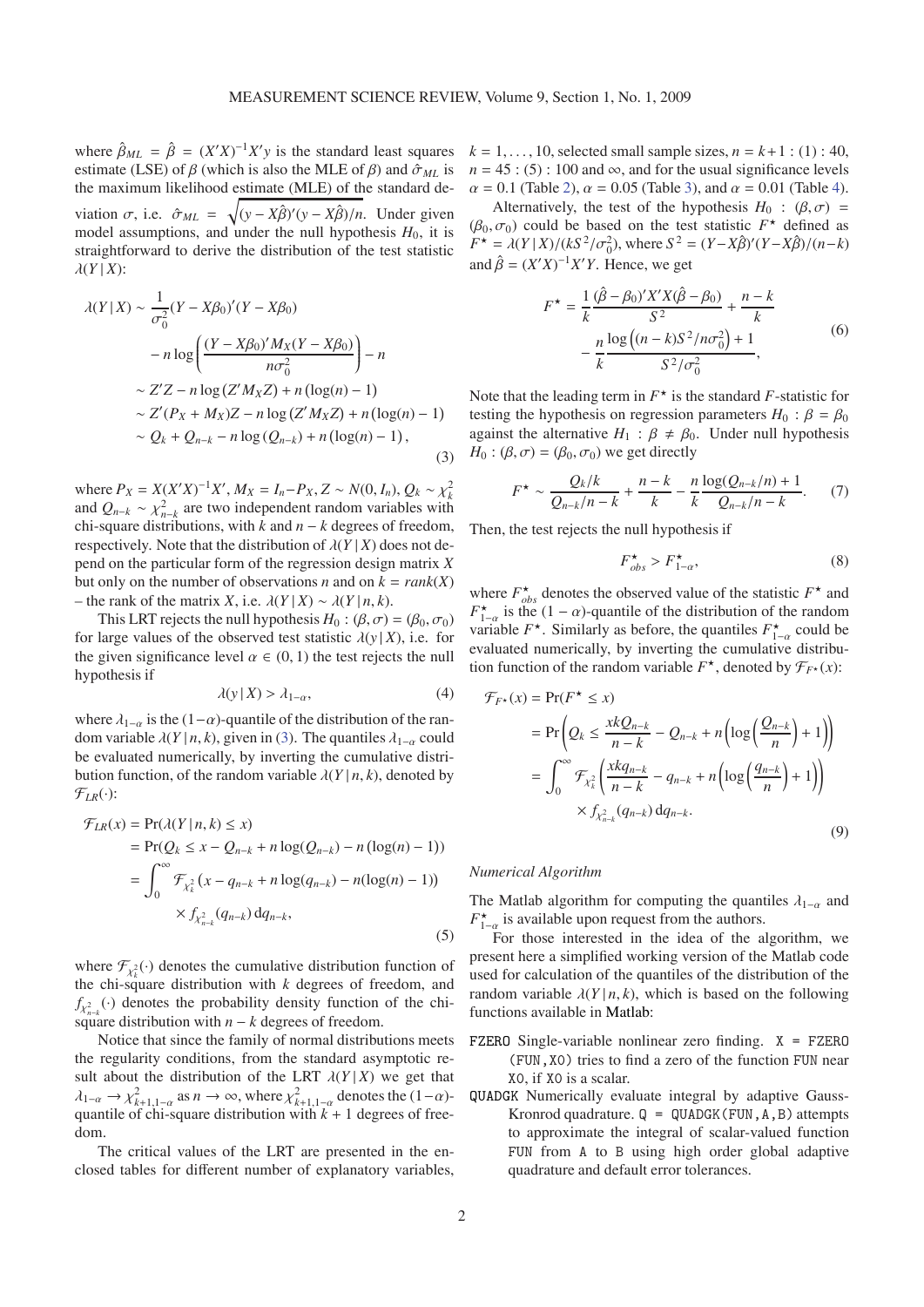where $\hat{\beta}_{ML} = \hat{\beta} = (X'X)^{-1}X'y$ is the standard least squares estimate (LSE) of $\beta$ (which is also the MLE of $\beta$) and $\hat{\sigma}_{ML}$ is the maximum likelihood estimate (MLE) of the standard deviation $\sigma$, i.e. $\hat{\sigma}_{ML} = \sqrt{(y - X\hat{\beta})'(y - X\hat{\beta})/n}$. Under given model assumptions, and under the null hypothesis $H_0$, it is straightforward to derive the distribution of the test statistic $\lambda(Y\,|\,X)$:

$$
\begin{aligned}
\lambda(Y\,|\,X) &\sim \frac{1}{\sigma_0^2}(Y - X\beta_0)'(Y - X\beta_0) \\
&\quad - n\log\left(\frac{(Y - X\beta_0)'M_X(Y - X\beta_0)}{n\sigma_0^2}\right) - n \\
&\sim Z'Z - n\log\left(Z'M_X Z\right) + n\left(\log(n) - 1\right) \\
&\sim Z'(P_X + M_X)Z - n\log\left(Z'M_X Z\right) + n\left(\log(n) - 1\right) \\
&\sim Q_k + Q_{n-k} - n\log\left(Q_{n-k}\right) + n\left(\log(n) - 1\right),
\end{aligned}
\tag{3}
$$

where $P_X = X(X'X)^{-1}X'$, $M_X = I_n - P_X$, $Z \sim N(0, I_n)$, $Q_k \sim \chi^2_k$ and $Q_{n-k} \sim \chi^2_{n-k}$ are two independent random variables with chi-square distributions, with $k$ and $n-k$ degrees of freedom, respectively. Note that the distribution of $\lambda(Y\,|\,X)$ does not depend on the particular form of the regression design matrix $X$ but only on the number of observations $n$ and on $k = rank(X)$ – the rank of the matrix $X$, i.e. $\lambda(Y\,|\,X) \sim \lambda(Y\,|\,n,k)$.

This LRT rejects the null hypothesis $H_0 : (\beta, \sigma) = (\beta_0, \sigma_0)$ for large values of the observed test statistic $\lambda(y\,|\,X)$, i.e. for the given significance level $\alpha \in (0,1)$ the test rejects the null hypothesis if

$$
\lambda(y\,|\,X) > \lambda_{1-\alpha}, \tag{4}
$$

where $\lambda_{1-\alpha}$ is the $(1-\alpha)$-quantile of the distribution of the random variable $\lambda(Y\,|\,n,k)$, given in (3). The quantiles $\lambda_{1-\alpha}$ could be evaluated numerically, by inverting the cumulative distribution function, of the random variable $\lambda(Y\,|\,n,k)$, denoted by $\mathcal{F}_{LR}(\cdot)$:

$$
\begin{aligned}
\mathcal{F}_{LR}(x) &= \Pr(\lambda(Y\,|\,n,k) \le x) \\
&= \Pr(Q_k \le x - Q_{n-k} + n\log(Q_{n-k}) - n\left(\log(n) - 1\right)) \\
&= \int_0^\infty \mathcal{F}_{\chi^2_k}\left(x - q_{n-k} + n\log(q_{n-k}) - n(\log(n) - 1)\right) \\
&\qquad \times f_{\chi^2_{n-k}}(q_{n-k})\,\mathrm{d}q_{n-k},
\end{aligned}
\tag{5}
$$

where $\mathcal{F}_{\chi^2_k}(\cdot)$ denotes the cumulative distribution function of the chi-square distribution with $k$ degrees of freedom, and $f_{\chi^2_{n-k}}(\cdot)$ denotes the probability density function of the chi-square distribution with $n-k$ degrees of freedom.

Notice that since the family of normal distributions meets the regularity conditions, from the standard asymptotic result about the distribution of the LRT $\lambda(Y\,|\,X)$ we get that $\lambda_{1-\alpha} \to \chi^2_{k+1,1-\alpha}$ as $n \to \infty$, where $\chi^2_{k+1,1-\alpha}$ denotes the $(1-\alpha)$-quantile of chi-square distribution with $k+1$ degrees of freedom.

The critical values of the LRT are presented in the enclosed tables for different number of explanatory variables, $k = 1, \ldots, 10$, selected small sample sizes, $n = k+1 : (1) : 40$, $n = 45 : (5) : 100$ and $\infty$, and for the usual significance levels $\alpha = 0.1$ (Table 2), $\alpha = 0.05$ (Table 3), and $\alpha = 0.01$ (Table 4).

Alternatively, the test of the hypothesis $H_0 : (\beta, \sigma) = (\beta_0, \sigma_0)$ could be based on the test statistic $F^\star$ defined as $F^\star = \lambda(Y\,|\,X)/(kS^2/\sigma_0^2)$, where $S^2 = (Y - X\hat{\beta})'(Y - X\hat{\beta})/(n-k)$ and $\hat{\beta} = (X'X)^{-1}X'Y$. Hence, we get

$$
\begin{aligned}
F^\star &= \frac{1}{k}\frac{(\hat{\beta} - \beta_0)'X'X(\hat{\beta} - \beta_0)}{S^2} + \frac{n-k}{k} \\
&\quad - \frac{n}{k}\frac{\log\left((n-k)S^2/n\sigma_0^2\right) + 1}{S^2/\sigma_0^2},
\end{aligned}
\tag{6}
$$

Note that the leading term in $F^\star$ is the standard $F$-statistic for testing the hypothesis on regression parameters $H_0 : \beta = \beta_0$ against the alternative $H_1 : \beta \neq \beta_0$. Under null hypothesis $H_0 : (\beta, \sigma) = (\beta_0, \sigma_0)$ we get directly

$$
F^\star \sim \frac{Q_k/k}{Q_{n-k}/n-k} + \frac{n-k}{k} - \frac{n}{k}\frac{\log(Q_{n-k}/n) + 1}{Q_{n-k}/n-k}. \tag{7}
$$

Then, the test rejects the null hypothesis if

$$
F^\star_{obs} > F^\star_{1-\alpha}, \tag{8}
$$

where $F^\star_{obs}$ denotes the observed value of the statistic $F^\star$ and $F^\star_{1-\alpha}$ is the $(1-\alpha)$-quantile of the distribution of the random variable $F^\star$. Similarly as before, the quantiles $F^\star_{1-\alpha}$ could be evaluated numerically, by inverting the cumulative distribution function of the random variable $F^\star$, denoted by $\mathcal{F}_{F^\star}(x)$:

$$
\begin{aligned}
\mathcal{F}_{F^\star}(x) &= \Pr(F^\star \le x) \\
&= \Pr\left(Q_k \le \frac{xkQ_{n-k}}{n-k} - Q_{n-k} + n\left(\log\left(\frac{Q_{n-k}}{n}\right) + 1\right)\right) \\
&= \int_0^\infty \mathcal{F}_{\chi^2_k}\left(\frac{xkq_{n-k}}{n-k} - q_{n-k} + n\left(\log\left(\frac{q_{n-k}}{n}\right) + 1\right)\right) \\
&\qquad \times f_{\chi^2_{n-k}}(q_{n-k})\,\mathrm{d}q_{n-k}.
\end{aligned}
\tag{9}
$$

### *Numerical Algorithm*

The Matlab algorithm for computing the quantiles $\lambda_{1-\alpha}$ and $F^\star_{1-\alpha}$ is available upon request from the authors.

For those interested in the idea of the algorithm, we present here a simplified working version of the Matlab code used for calculation of the quantiles of the distribution of the random variable $\lambda(Y\,|\,n,k)$, which is based on the following functions available in Matlab:

- `FZERO` Single-variable nonlinear zero finding. `X = FZERO (FUN,X0)` tries to find a zero of the function `FUN` near `X0`, if `X0` is a scalar.
- `QUADGK` Numerically evaluate integral by adaptive Gauss-Kronrod quadrature. `Q = QUADGK(FUN,A,B)` attempts to approximate the integral of scalar-valued function `FUN` from `A` to `B` using high order global adaptive quadrature and default error tolerances.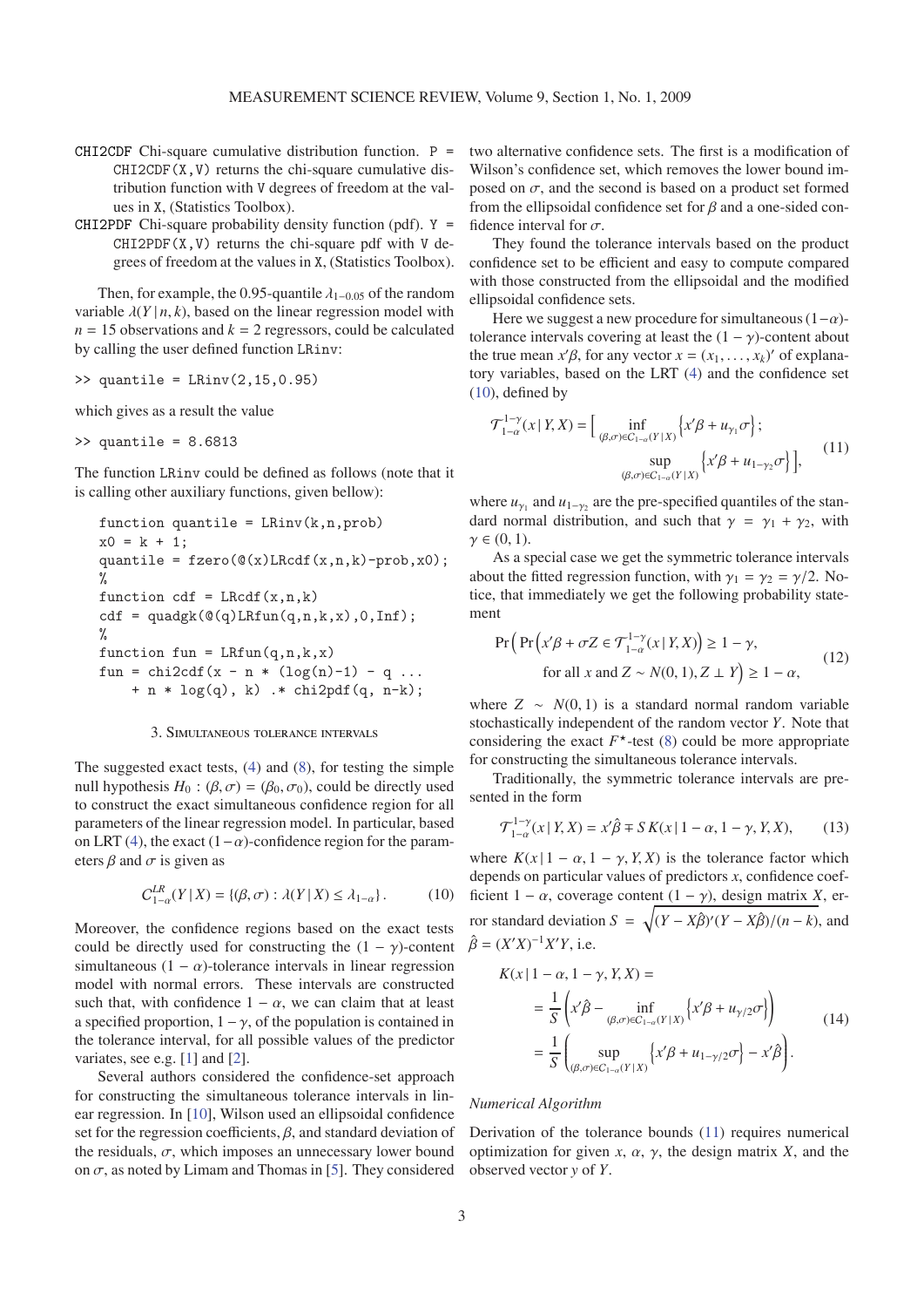CHI2CDF Chi-square cumulative distribution function. P = CHI2CDF(X,V) returns the chi-square cumulative distribution function with V degrees of freedom at the values in X, (Statistics Toolbox).

CHI2PDF Chi-square probability density function (pdf). Y = CHI2PDF(X,V) returns the chi-square pdf with V degrees of freedom at the values in X, (Statistics Toolbox).

Then, for example, the 0.95-quantile $\lambda_{1-0.05}$ of the random variable $\lambda(Y \mid n, k)$, based on the linear regression model with $n = 15$ observations and $k = 2$ regressors, could be calculated by calling the user defined function LRinv:

```
>> quantile = LRinv(2,15,0.95)
```

which gives as a result the value

```
>> quantile = 8.6813
```

The function LRinv could be defined as follows (note that it is calling other auxiliary functions, given bellow):

```
function quantile = LRinv(k,n,prob)
x0 = k + 1;
quantile = fzero(@(x)LRcdf(x,n,k)-prob,x0);
%
function cdf = LRcdf(x,n,k)
cdf = quadgk(@(q)LRfun(q,n,k,x),0,Inf);
%
function fun = LRfun(q,n,k,x)
fun = chi2cdf(x - n * (log(n)-1) - q ...
    + n * log(q), k) .* chi2pdf(q, n-k);
```

### 3. Simultaneous tolerance intervals

The suggested exact tests, (4) and (8), for testing the simple null hypothesis $H_0 : (\beta, \sigma) = (\beta_0, \sigma_0)$, could be directly used to construct the exact simultaneous confidence region for all parameters of the linear regression model. In particular, based on LRT (4), the exact $(1-\alpha)$-confidence region for the parameters $\beta$ and $\sigma$ is given as

$$\mathcal{C}^{LR}_{1-\alpha}(Y \mid X) = \{(\beta, \sigma) : \lambda(Y \mid X) \leq \lambda_{1-\alpha}\}. \tag{10}$$

Moreover, the confidence regions based on the exact tests could be directly used for constructing the $(1-\gamma)$-content simultaneous $(1-\alpha)$-tolerance intervals in linear regression model with normal errors. These intervals are constructed such that, with confidence $1-\alpha$, we can claim that at least a specified proportion, $1-\gamma$, of the population is contained in the tolerance interval, for all possible values of the predictor variates, see e.g. [1] and [2].

Several authors considered the confidence-set approach for constructing the simultaneous tolerance intervals in linear regression. In [10], Wilson used an ellipsoidal confidence set for the regression coefficients, $\beta$, and standard deviation of the residuals, $\sigma$, which imposes an unnecessary lower bound on $\sigma$, as noted by Limam and Thomas in [5]. They considered two alternative confidence sets. The first is a modification of Wilson's confidence set, which removes the lower bound imposed on $\sigma$, and the second is based on a product set formed from the ellipsoidal confidence set for $\beta$ and a one-sided confidence interval for $\sigma$.

They found the tolerance intervals based on the product confidence set to be efficient and easy to compute compared with those constructed from the ellipsoidal and the modified ellipsoidal confidence sets.

Here we suggest a new procedure for simultaneous $(1-\alpha)$-tolerance intervals covering at least the $(1-\gamma)$-content about the true mean $x'\beta$, for any vector $x = (x_1, \ldots, x_k)'$ of explanatory variables, based on the LRT (4) and the confidence set (10), defined by

$$\mathcal{T}^{1-\gamma}_{1-\alpha}(x \mid Y, X) = \Big[ \inf_{(\beta,\sigma)\in\mathcal{C}_{1-\alpha}(Y \mid X)} \left\{ x'\beta + u_{\gamma_1}\sigma \right\}; \sup_{(\beta,\sigma)\in\mathcal{C}_{1-\alpha}(Y \mid X)} \left\{ x'\beta + u_{1-\gamma_2}\sigma \right\} \Big], \tag{11}$$

where $u_{\gamma_1}$ and $u_{1-\gamma_2}$ are the pre-specified quantiles of the standard normal distribution, and such that $\gamma = \gamma_1 + \gamma_2$, with $\gamma \in (0, 1)$.

As a special case we get the symmetric tolerance intervals about the fitted regression function, with $\gamma_1 = \gamma_2 = \gamma/2$. Notice, that immediately we get the following probability statement

$$\Pr\Big( \Pr\Big( x'\beta + \sigma Z \in \mathcal{T}^{1-\gamma}_{1-\alpha}(x \mid Y, X) \Big) \geq 1-\gamma, \text{ for all } x \text{ and } Z \sim N(0,1), Z \perp Y \Big) \geq 1-\alpha, \tag{12}$$

where $Z \sim N(0, 1)$ is a standard normal random variable stochastically independent of the random vector $Y$. Note that considering the exact $F^{\star}$-test (8) could be more appropriate for constructing the simultaneous tolerance intervals.

Traditionally, the symmetric tolerance intervals are presented in the form

$$\mathcal{T}^{1-\gamma}_{1-\alpha}(x \mid Y, X) = x'\hat{\beta} \mp S\, K(x \mid 1-\alpha, 1-\gamma, Y, X), \tag{13}$$

where $K(x \mid 1-\alpha, 1-\gamma, Y, X)$ is the tolerance factor which depends on particular values of predictors $x$, confidence coefficient $1-\alpha$, coverage content $(1-\gamma)$, design matrix $X$, error standard deviation $S = \sqrt{(Y - X\hat{\beta})'(Y - X\hat{\beta})/(n-k)}$, and $\hat{\beta} = (X'X)^{-1}X'Y$, i.e.

$$\begin{aligned} K(x \mid 1-\alpha, 1-\gamma, Y, X) &= \\ &= \frac{1}{S}\left( x'\hat{\beta} - \inf_{(\beta,\sigma)\in\mathcal{C}_{1-\alpha}(Y \mid X)} \left\{ x'\beta + u_{\gamma/2}\sigma \right\} \right) \\ &= \frac{1}{S}\left( \sup_{(\beta,\sigma)\in\mathcal{C}_{1-\alpha}(Y \mid X)} \left\{ x'\beta + u_{1-\gamma/2}\sigma \right\} - x'\hat{\beta} \right). \end{aligned} \tag{14}$$

#### *Numerical Algorithm*

Derivation of the tolerance bounds (11) requires numerical optimization for given $x$, $\alpha$, $\gamma$, the design matrix $X$, and the observed vector $y$ of $Y$.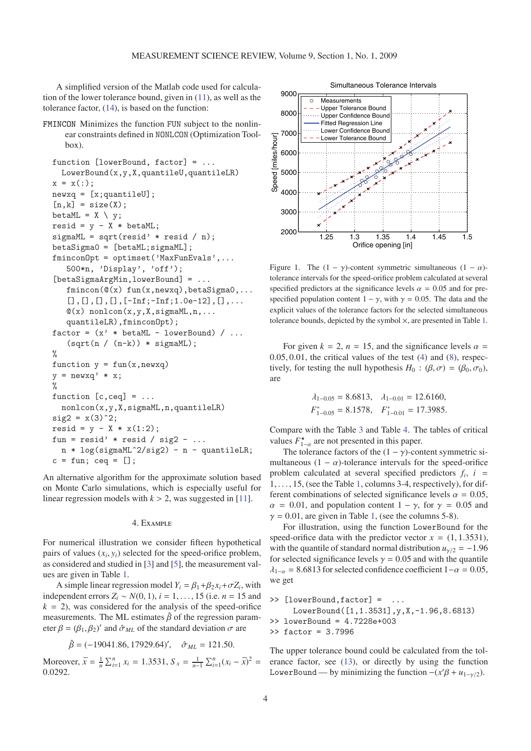A simplified version of the Matlab code used for calculation of the lower tolerance bound, given in (11), as well as the tolerance factor, (14), is based on the function:

FMINCON Minimizes the function FUN subject to the nonlinear constraints defined in NONLCON (Optimization Toolbox).

```
function [lowerBound, factor] = ...
  LowerBound(x,y,X,quantileU,quantileLR)
x = x(:);
newxq = [x;quantileU];
[n,k] = size(X);
betaML = X \ y;
resid = y - X * betaML;
sigmaML = sqrt(resid' * resid / n);
betaSigma0 = [betaML;sigmaML];
fminconOpt = optimset('MaxFunEvals',...
   500*n, 'Display', 'off');
[betaSigmaArgMin,lowerBound] = ...
   fmincon(@(x) fun(x,newxq),betaSigma0,...
   [],[],[],[],[-Inf;-Inf;1.0e-12],[],...
   @(x) nonlcon(x,y,X,sigmaML,n,...
   quantileLR),fminconOpt);
factor = (x' * betaML - lowerBound) / ...
   (sqrt(n / (n-k)) * sigmaML);
%
function y = fun(x,newxq)
y = newxq' * x;
%
function [c,ceq] = ...
  nonlcon(x,y,X,sigmaML,n,quantileLR)
sig2 = x(3)^2;
resid = y - X * x(1:2);
fun = resid' * resid / sig2 - ...
  n * log(sigmaML^2/sig2) - n - quantileLR;
  c = fun; ceq = [];
```

An alternative algorithm for the approximate solution based on Monte Carlo simulations, which is especially useful for linear regression models with $k > 2$, was suggested in [11].

## 4. Example

For numerical illustration we consider fifteen hypothetical pairs of values $(x_i, y_i)$ selected for the speed-orifice problem, as considered and studied in [3] and [5], the measurement values are given in Table 1.

A simple linear regression model $Y_i = \beta_1 + \beta_2 x_i + \sigma Z_i$, with independent errors $Z_i \sim N(0,1)$, $i = 1,\ldots,15$ (i.e. $n = 15$ and $k = 2$), was considered for the analysis of the speed-orifice measurements. The ML estimates $\hat{\beta}$ of the regression parameter $\beta = (\beta_1, \beta_2)'$ and $\hat{\sigma}_{ML}$ of the standard deviation $\sigma$ are

$$\hat{\beta} = (-19041.86, 17929.64)', \quad \hat{\sigma}_{ML} = 121.50.$$

Moreover, $\bar{x} = \frac{1}{n}\sum_{i=1}^{n} x_i = 1.3531$, $S_x = \frac{1}{n-1}\sum_{i=1}^{n}(x_i - \bar{x})^2 = 0.0292$.

Figure 1. The $(1-\gamma)$-content symmetric simultaneous $(1-\alpha)$-tolerance intervals for the speed-orifice problem calculated at several specified predictors at the significance levels $\alpha = 0.05$ and for prespecified population content $1-\gamma$, with $\gamma = 0.05$. The data and the explicit values of the tolerance factors for the selected simultaneous tolerance bounds, depicted by the symbol $\times$, are presented in Table 1.

For given $k = 2$, $n = 15$, and the significance levels $\alpha = 0.05, 0.01$, the critical values of the test (4) and (8), respectively, for testing the null hypothesis $H_0 : (\beta,\sigma) = (\beta_0,\sigma_0)$, are

$$\lambda_{1-0.05} = 8.6813, \quad \lambda_{1-0.01} = 12.6160,$$
$$F^{*}_{1-0.05} = 8.1578, \quad F^{*}_{1-0.01} = 17.3985.$$

Compare with the Table 3 and Table 4. The tables of critical values $F^{\star}_{1-\alpha}$ are not presented in this paper.

The tolerance factors of the $(1-\gamma)$-content symmetric simultaneous $(1-\alpha)$-tolerance intervals for the speed-orifice problem calculated at several specified predictors $f_i$, $i = 1,\ldots,15$, (see the Table 1, columns 3-4, respectively), for different combinations of selected significance levels $\alpha = 0.05$, $\alpha = 0.01$, and population content $1-\gamma$, for $\gamma = 0.05$ and $\gamma = 0.01$, are given in Table 1, (see the columns 5-8).

For illustration, using the function LowerBound for the speed-orifice data with the predictor vector $x = (1, 1.3531)$, with the quantile of standard normal distribution $u_{\gamma/2} = -1.96$ for selected significance levels $\gamma = 0.05$ and with the quantile $\lambda_{1-\alpha} = 8.6813$ for selected confidence coefficient $1-\alpha = 0.05$, we get

```
>> [lowerBound,factor] =  ...
     LowerBound([1,1.3531],y,X,-1.96,8.6813)
>> lowerBound = 4.7228e+003
>> factor = 3.7996
```

The upper tolerance bound could be calculated from the tolerance factor, see (13), or directly by using the function LowerBound — by minimizing the function $-(x'\beta + u_{1-\gamma/2})$.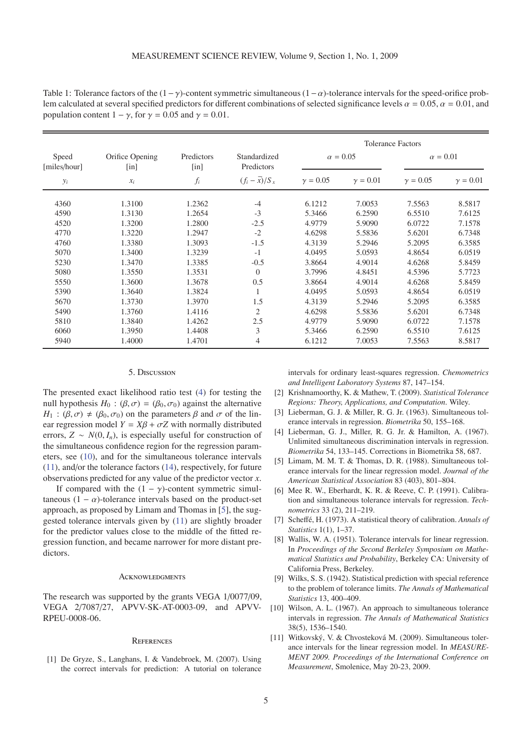Table 1: Tolerance factors of the $(1-\gamma)$-content symmetric simultaneous $(1-\alpha)$-tolerance intervals for the speed-orifice problem calculated at several specified predictors for different combinations of selected significance levels $\alpha = 0.05$, $\alpha = 0.01$, and population content $1-\gamma$, for $\gamma = 0.05$ and $\gamma = 0.01$.

| Speed [miles/hour] | Orifice Opening [in] | Predictors [in] | Standardized Predictors | Tolerance Factors | | | |
|---|---|---|---|---|---|---|---|
| | | | | $\alpha = 0.05$ | | $\alpha = 0.01$ | |
| $y_i$ | $x_i$ | $f_i$ | $(f_i - \bar{x})/S_x$ | $\gamma = 0.05$ | $\gamma = 0.01$ | $\gamma = 0.05$ | $\gamma = 0.01$ |
| 4360 | 1.3100 | 1.2362 | -4 | 6.1212 | 7.0053 | 7.5563 | 8.5817 |
| 4590 | 1.3130 | 1.2654 | -3 | 5.3466 | 6.2590 | 6.5510 | 7.6125 |
| 4520 | 1.3200 | 1.2800 | -2.5 | 4.9779 | 5.9090 | 6.0722 | 7.1578 |
| 4770 | 1.3220 | 1.2947 | -2 | 4.6298 | 5.5836 | 5.6201 | 6.7348 |
| 4760 | 1.3380 | 1.3093 | -1.5 | 4.3139 | 5.2946 | 5.2095 | 6.3585 |
| 5070 | 1.3400 | 1.3239 | -1 | 4.0495 | 5.0593 | 4.8654 | 6.0519 |
| 5230 | 1.3470 | 1.3385 | -0.5 | 3.8664 | 4.9014 | 4.6268 | 5.8459 |
| 5080 | 1.3550 | 1.3531 | 0 | 3.7996 | 4.8451 | 4.5396 | 5.7723 |
| 5550 | 1.3600 | 1.3678 | 0.5 | 3.8664 | 4.9014 | 4.6268 | 5.8459 |
| 5390 | 1.3640 | 1.3824 | 1 | 4.0495 | 5.0593 | 4.8654 | 6.0519 |
| 5670 | 1.3730 | 1.3970 | 1.5 | 4.3139 | 5.2946 | 5.2095 | 6.3585 |
| 5490 | 1.3760 | 1.4116 | 2 | 4.6298 | 5.5836 | 5.6201 | 6.7348 |
| 5810 | 1.3840 | 1.4262 | 2.5 | 4.9779 | 5.9090 | 6.0722 | 7.1578 |
| 6060 | 1.3950 | 1.4408 | 3 | 5.3466 | 6.2590 | 6.5510 | 7.6125 |
| 5940 | 1.4000 | 1.4701 | 4 | 6.1212 | 7.0053 | 7.5563 | 8.5817 |

## 5. Discussion

The presented exact likelihood ratio test (4) for testing the null hypothesis $H_0 : (\beta, \sigma) = (\beta_0, \sigma_0)$ against the alternative $H_1 : (\beta, \sigma) \neq (\beta_0, \sigma_0)$ on the parameters $\beta$ and $\sigma$ of the linear regression model $Y = X\beta + \sigma Z$ with normally distributed errors, $Z \sim N(0, I_n)$, is especially useful for construction of the simultaneous confidence region for the regression parameters, see (10), and for the simultaneous tolerance intervals (11), and/or the tolerance factors (14), respectively, for future observations predicted for any value of the predictor vector $x$.

If compared with the $(1-\gamma)$-content symmetric simultaneous $(1-\alpha)$-tolerance intervals based on the product-set approach, as proposed by Limam and Thomas in [5], the suggested tolerance intervals given by (11) are slightly broader for the predictor values close to the middle of the fitted regression function, and became narrower for more distant predictors.

### Acknowledgments

The research was supported by the grants VEGA 1/0077/09, VEGA 2/7087/27, APVV-SK-AT-0003-09, and APVV-RPEU-0008-06.

### References

[1] De Gryze, S., Langhans, I. & Vandebroek, M. (2007). Using the correct intervals for prediction: A tutorial on tolerance intervals for ordinary least-squares regression. *Chemometrics and Intelligent Laboratory Systems* 87, 147–154.

[2] Krishnamoorthy, K. & Mathew, T. (2009). *Statistical Tolerance Regions: Theory, Applications, and Computation*. Wiley.

[3] Lieberman, G. J. & Miller, R. G. Jr. (1963). Simultaneous tolerance intervals in regression. *Biometrika* 50, 155–168.

[4] Lieberman, G. J., Miller, R. G. Jr. & Hamilton, A. (1967). Unlimited simultaneous discrimination intervals in regression. *Biometrika* 54, 133–145. Corrections in Biometrika 58, 687.

[5] Limam, M. M. T. & Thomas, D. R. (1988). Simultaneous tolerance intervals for the linear regression model. *Journal of the American Statistical Association* 83 (403), 801–804.

[6] Mee R. W., Eberhardt, K. R. & Reeve, C. P. (1991). Calibration and simultaneous tolerance intervals for regression. *Technometrics* 33 (2), 211–219.

[7] Scheffé, H. (1973). A statistical theory of calibration. *Annals of Statistics* 1(1), 1–37.

[8] Wallis, W. A. (1951). Tolerance intervals for linear regression. In *Proceedings of the Second Berkeley Symposium on Mathematical Statistics and Probability*, Berkeley CA: University of California Press, Berkeley.

[9] Wilks, S. S. (1942). Statistical prediction with special reference to the problem of tolerance limits. *The Annals of Mathematical Statistics* 13, 400–409.

[10] Wilson, A. L. (1967). An approach to simultaneous tolerance intervals in regression. *The Annals of Mathematical Statistics* 38(5), 1536–1540.

[11] Witkovský, V. & Chvosteková M. (2009). Simultaneous tolerance intervals for the linear regression model. In *MEASUREMENT 2009. Proceedings of the International Conference on Measurement*, Smolenice, May 20-23, 2009.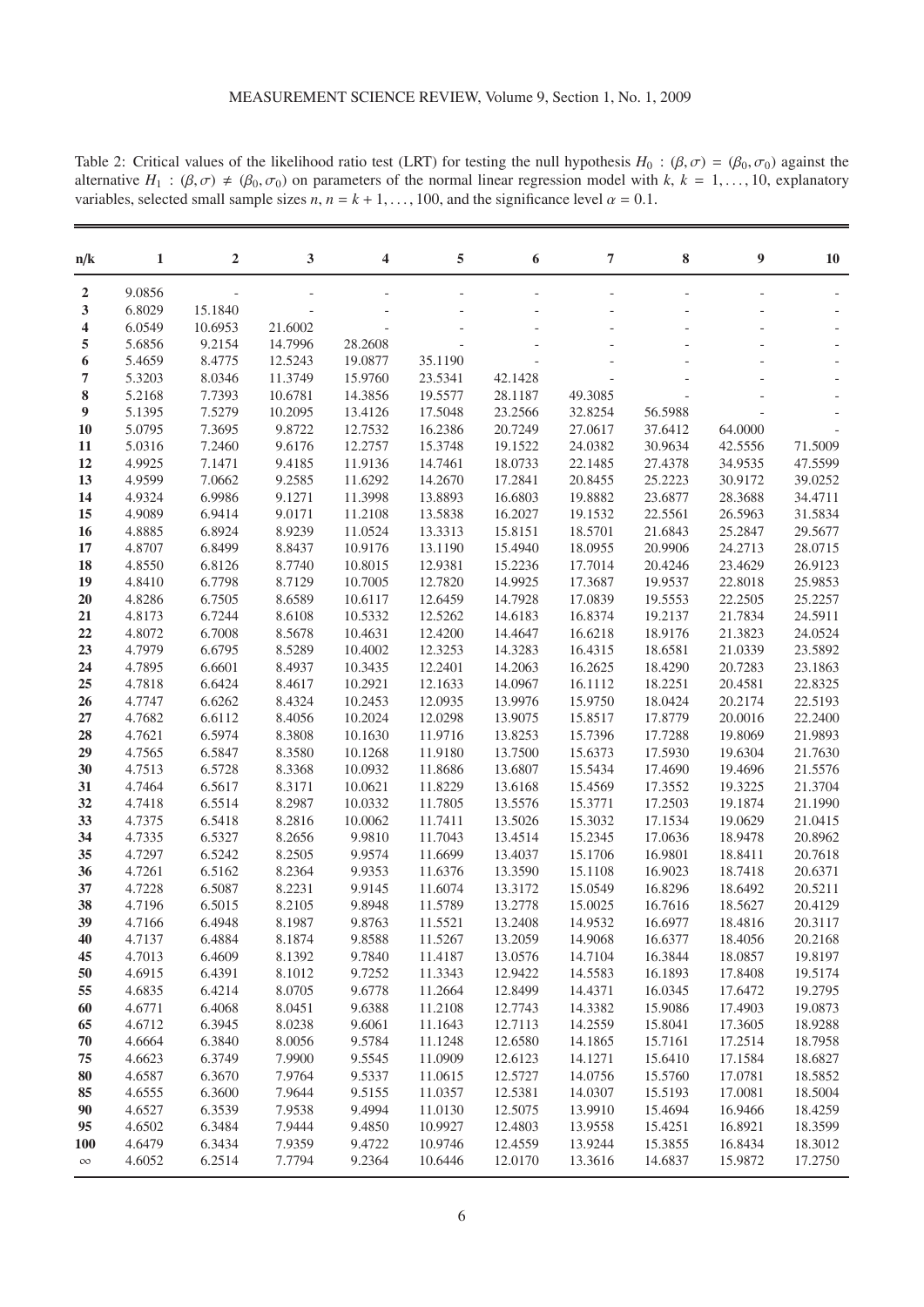Table 2: Critical values of the likelihood ratio test (LRT) for testing the null hypothesis $H_0 : (\beta, \sigma) = (\beta_0, \sigma_0)$ against the alternative $H_1 : (\beta, \sigma) \neq (\beta_0, \sigma_0)$ on parameters of the normal linear regression model with $k$, $k = 1, \dots, 10$, explanatory variables, selected small sample sizes $n$, $n = k+1, \dots, 100$, and the significance level $\alpha = 0.1$.

| n/k | 1 | 2 | 3 | 4 | 5 | 6 | 7 | 8 | 9 | 10 |
|---|---|---|---|---|---|---|---|---|---|---|
| **2** | 9.0856 | - | - | - | - | - | - | - | - | - |
| **3** | 6.8029 | 15.1840 | - | - | - | - | - | - | - | - |
| **4** | 6.0549 | 10.6953 | 21.6002 | - | - | - | - | - | - | - |
| **5** | 5.6856 | 9.2154 | 14.7996 | 28.2608 | - | - | - | - | - | - |
| **6** | 5.4659 | 8.4775 | 12.5243 | 19.0877 | 35.1190 | - | - | - | - | - |
| **7** | 5.3203 | 8.0346 | 11.3749 | 15.9760 | 23.5341 | 42.1428 | - | - | - | - |
| **8** | 5.2168 | 7.7393 | 10.6781 | 14.3856 | 19.5577 | 28.1187 | 49.3085 | - | - | - |
| **9** | 5.1395 | 7.5279 | 10.2095 | 13.4126 | 17.5048 | 23.2566 | 32.8254 | 56.5988 | - | - |
| **10** | 5.0795 | 7.3695 | 9.8722 | 12.7532 | 16.2386 | 20.7249 | 27.0617 | 37.6412 | 64.0000 | - |
| **11** | 5.0316 | 7.2460 | 9.6176 | 12.2757 | 15.3748 | 19.1522 | 24.0382 | 30.9634 | 42.5556 | 71.5009 |
| **12** | 4.9925 | 7.1471 | 9.4185 | 11.9136 | 14.7461 | 18.0733 | 22.1485 | 27.4378 | 34.9535 | 47.5599 |
| **13** | 4.9599 | 7.0662 | 9.2585 | 11.6292 | 14.2670 | 17.2841 | 20.8455 | 25.2223 | 30.9172 | 39.0252 |
| **14** | 4.9324 | 6.9986 | 9.1271 | 11.3998 | 13.8893 | 16.6803 | 19.8882 | 23.6877 | 28.3688 | 34.4711 |
| **15** | 4.9089 | 6.9414 | 9.0171 | 11.2108 | 13.5838 | 16.2027 | 19.1532 | 22.5561 | 26.5963 | 31.5834 |
| **16** | 4.8885 | 6.8924 | 8.9239 | 11.0524 | 13.3313 | 15.8151 | 18.5701 | 21.6843 | 25.2847 | 29.5677 |
| **17** | 4.8707 | 6.8499 | 8.8437 | 10.9176 | 13.1190 | 15.4940 | 18.0955 | 20.9906 | 24.2713 | 28.0715 |
| **18** | 4.8550 | 6.8126 | 8.7740 | 10.8015 | 12.9381 | 15.2236 | 17.7014 | 20.4246 | 23.4629 | 26.9123 |
| **19** | 4.8410 | 6.7798 | 8.7129 | 10.7005 | 12.7820 | 14.9925 | 17.3687 | 19.9537 | 22.8018 | 25.9853 |
| **20** | 4.8286 | 6.7505 | 8.6589 | 10.6117 | 12.6459 | 14.7928 | 17.0839 | 19.5553 | 22.2505 | 25.2257 |
| **21** | 4.8173 | 6.7244 | 8.6108 | 10.5332 | 12.5262 | 14.6183 | 16.8374 | 19.2137 | 21.7834 | 24.5911 |
| **22** | 4.8072 | 6.7008 | 8.5678 | 10.4631 | 12.4200 | 14.4647 | 16.6218 | 18.9176 | 21.3823 | 24.0524 |
| **23** | 4.7979 | 6.6795 | 8.5289 | 10.4002 | 12.3253 | 14.3283 | 16.4315 | 18.6581 | 21.0339 | 23.5892 |
| **24** | 4.7895 | 6.6601 | 8.4937 | 10.3435 | 12.2401 | 14.2063 | 16.2625 | 18.4290 | 20.7283 | 23.1863 |
| **25** | 4.7818 | 6.6424 | 8.4617 | 10.2921 | 12.1633 | 14.0967 | 16.1112 | 18.2251 | 20.4581 | 22.8325 |
| **26** | 4.7747 | 6.6262 | 8.4324 | 10.2453 | 12.0935 | 13.9976 | 15.9750 | 18.0424 | 20.2174 | 22.5193 |
| **27** | 4.7682 | 6.6112 | 8.4056 | 10.2024 | 12.0298 | 13.9075 | 15.8517 | 17.8779 | 20.0016 | 22.2400 |
| **28** | 4.7621 | 6.5974 | 8.3808 | 10.1630 | 11.9716 | 13.8253 | 15.7396 | 17.7288 | 19.8069 | 21.9893 |
| **29** | 4.7565 | 6.5847 | 8.3580 | 10.1268 | 11.9180 | 13.7500 | 15.6373 | 17.5930 | 19.6304 | 21.7630 |
| **30** | 4.7513 | 6.5728 | 8.3368 | 10.0932 | 11.8686 | 13.6807 | 15.5434 | 17.4690 | 19.4696 | 21.5576 |
| **31** | 4.7464 | 6.5617 | 8.3171 | 10.0621 | 11.8229 | 13.6168 | 15.4569 | 17.3552 | 19.3225 | 21.3704 |
| **32** | 4.7418 | 6.5514 | 8.2987 | 10.0332 | 11.7805 | 13.5576 | 15.3771 | 17.2503 | 19.1874 | 21.1990 |
| **33** | 4.7375 | 6.5418 | 8.2816 | 10.0062 | 11.7411 | 13.5026 | 15.3032 | 17.1534 | 19.0629 | 21.0415 |
| **34** | 4.7335 | 6.5327 | 8.2656 | 9.9810 | 11.7043 | 13.4514 | 15.2345 | 17.0636 | 18.9478 | 20.8962 |
| **35** | 4.7297 | 6.5242 | 8.2505 | 9.9574 | 11.6699 | 13.4037 | 15.1706 | 16.9801 | 18.8411 | 20.7618 |
| **36** | 4.7261 | 6.5162 | 8.2364 | 9.9353 | 11.6376 | 13.3590 | 15.1108 | 16.9023 | 18.7418 | 20.6371 |
| **37** | 4.7228 | 6.5087 | 8.2231 | 9.9145 | 11.6074 | 13.3172 | 15.0549 | 16.8296 | 18.6492 | 20.5211 |
| **38** | 4.7196 | 6.5015 | 8.2105 | 9.8948 | 11.5789 | 13.2778 | 15.0025 | 16.7616 | 18.5627 | 20.4129 |
| **39** | 4.7166 | 6.4948 | 8.1987 | 9.8763 | 11.5521 | 13.2408 | 14.9532 | 16.6977 | 18.4816 | 20.3117 |
| **40** | 4.7137 | 6.4884 | 8.1874 | 9.8588 | 11.5267 | 13.2059 | 14.9068 | 16.6377 | 18.4056 | 20.2168 |
| **45** | 4.7013 | 6.4609 | 8.1392 | 9.7840 | 11.4187 | 13.0576 | 14.7104 | 16.3844 | 18.0857 | 19.8197 |
| **50** | 4.6915 | 6.4391 | 8.1012 | 9.7252 | 11.3343 | 12.9422 | 14.5583 | 16.1893 | 17.8408 | 19.5174 |
| **55** | 4.6835 | 6.4214 | 8.0705 | 9.6778 | 11.2664 | 12.8499 | 14.4371 | 16.0345 | 17.6472 | 19.2795 |
| **60** | 4.6771 | 6.4068 | 8.0451 | 9.6388 | 11.2108 | 12.7743 | 14.3382 | 15.9086 | 17.4903 | 19.0873 |
| **65** | 4.6712 | 6.3945 | 8.0238 | 9.6061 | 11.1643 | 12.7113 | 14.2559 | 15.8041 | 17.3605 | 18.9288 |
| **70** | 4.6664 | 6.3840 | 8.0056 | 9.5784 | 11.1248 | 12.6580 | 14.1865 | 15.7161 | 17.2514 | 18.7958 |
| **75** | 4.6623 | 6.3749 | 7.9900 | 9.5545 | 11.0909 | 12.6123 | 14.1271 | 15.6410 | 17.1584 | 18.6827 |
| **80** | 4.6587 | 6.3670 | 7.9764 | 9.5337 | 11.0615 | 12.5727 | 14.0756 | 15.5760 | 17.0781 | 18.5852 |
| **85** | 4.6555 | 6.3600 | 7.9644 | 9.5155 | 11.0357 | 12.5381 | 14.0307 | 15.5193 | 17.0081 | 18.5004 |
| **90** | 4.6527 | 6.3539 | 7.9538 | 9.4994 | 11.0130 | 12.5075 | 13.9910 | 15.4694 | 16.9466 | 18.4259 |
| **95** | 4.6502 | 6.3484 | 7.9444 | 9.4850 | 10.9927 | 12.4803 | 13.9558 | 15.4251 | 16.8921 | 18.3599 |
| **100** | 4.6479 | 6.3434 | 7.9359 | 9.4722 | 10.9746 | 12.4559 | 13.9244 | 15.3855 | 16.8434 | 18.3012 |
| $\infty$ | 4.6052 | 6.2514 | 7.7794 | 9.2364 | 10.6446 | 12.0170 | 13.3616 | 14.6837 | 15.9872 | 17.2750 |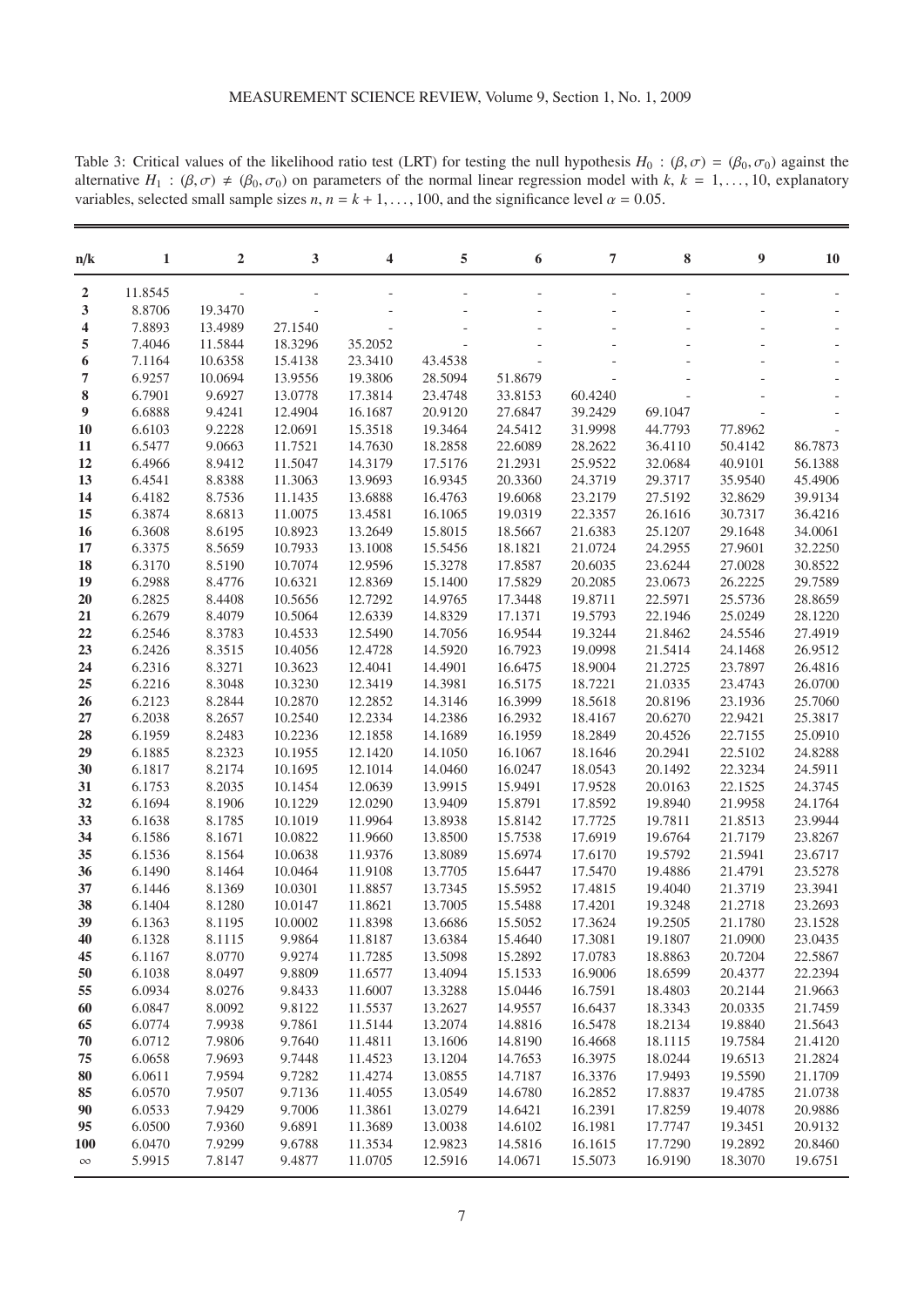Table 3: Critical values of the likelihood ratio test (LRT) for testing the null hypothesis $H_0 : (\beta, \sigma) = (\beta_0, \sigma_0)$ against the alternative $H_1 : (\beta, \sigma) \neq (\beta_0, \sigma_0)$ on parameters of the normal linear regression model with $k$, $k = 1, \ldots, 10$, explanatory variables, selected small sample sizes $n$, $n = k + 1, \ldots, 100$, and the significance level $\alpha = 0.05$.

| n/k | 1 | 2 | 3 | 4 | 5 | 6 | 7 | 8 | 9 | 10 |
|---|---|---|---|---|---|---|---|---|---|---|
| **2** | 11.8545 | - | - | - | - | - | - | - | - | - |
| **3** | 8.8706 | 19.3470 | - | - | - | - | - | - | - | - |
| **4** | 7.8893 | 13.4989 | 27.1540 | - | - | - | - | - | - | - |
| **5** | 7.4046 | 11.5844 | 18.3296 | 35.2052 | - | - | - | - | - | - |
| **6** | 7.1164 | 10.6358 | 15.4138 | 23.3410 | 43.4538 | - | - | - | - | - |
| **7** | 6.9257 | 10.0694 | 13.9556 | 19.3806 | 28.5094 | 51.8679 | - | - | - | - |
| **8** | 6.7901 | 9.6927 | 13.0778 | 17.3814 | 23.4748 | 33.8153 | 60.4240 | - | - | - |
| **9** | 6.6888 | 9.4241 | 12.4904 | 16.1687 | 20.9120 | 27.6847 | 39.2429 | 69.1047 | - | - |
| **10** | 6.6103 | 9.2228 | 12.0691 | 15.3518 | 19.3464 | 24.5412 | 31.9998 | 44.7793 | 77.8962 | - |
| **11** | 6.5477 | 9.0663 | 11.7521 | 14.7630 | 18.2858 | 22.6089 | 28.2622 | 36.4110 | 50.4142 | 86.7873 |
| **12** | 6.4966 | 8.9412 | 11.5047 | 14.3179 | 17.5176 | 21.2931 | 25.9522 | 32.0684 | 40.9101 | 56.1388 |
| **13** | 6.4541 | 8.8388 | 11.3063 | 13.9693 | 16.9345 | 20.3360 | 24.3719 | 29.3717 | 35.9540 | 45.4906 |
| **14** | 6.4182 | 8.7536 | 11.1435 | 13.6888 | 16.4763 | 19.6068 | 23.2179 | 27.5192 | 32.8629 | 39.9134 |
| **15** | 6.3874 | 8.6813 | 11.0075 | 13.4581 | 16.1065 | 19.0319 | 22.3357 | 26.1616 | 30.7317 | 36.4216 |
| **16** | 6.3608 | 8.6195 | 10.8923 | 13.2649 | 15.8015 | 18.5667 | 21.6383 | 25.1207 | 29.1648 | 34.0061 |
| **17** | 6.3375 | 8.5659 | 10.7933 | 13.1008 | 15.5456 | 18.1821 | 21.0724 | 24.2955 | 27.9601 | 32.2250 |
| **18** | 6.3170 | 8.5190 | 10.7074 | 12.9596 | 15.3278 | 17.8587 | 20.6035 | 23.6244 | 27.0028 | 30.8522 |
| **19** | 6.2988 | 8.4776 | 10.6321 | 12.8369 | 15.1400 | 17.5829 | 20.2085 | 23.0673 | 26.2225 | 29.7589 |
| **20** | 6.2825 | 8.4408 | 10.5656 | 12.7292 | 14.9765 | 17.3448 | 19.8711 | 22.5971 | 25.5736 | 28.8659 |
| **21** | 6.2679 | 8.4079 | 10.5064 | 12.6339 | 14.8329 | 17.1371 | 19.5793 | 22.1946 | 25.0249 | 28.1220 |
| **22** | 6.2546 | 8.3783 | 10.4533 | 12.5490 | 14.7056 | 16.9544 | 19.3244 | 21.8462 | 24.5546 | 27.4919 |
| **23** | 6.2426 | 8.3515 | 10.4056 | 12.4728 | 14.5920 | 16.7923 | 19.0998 | 21.5414 | 24.1468 | 26.9512 |
| **24** | 6.2316 | 8.3271 | 10.3623 | 12.4041 | 14.4901 | 16.6475 | 18.9004 | 21.2725 | 23.7897 | 26.4816 |
| **25** | 6.2216 | 8.3048 | 10.3230 | 12.3419 | 14.3981 | 16.5175 | 18.7221 | 21.0335 | 23.4743 | 26.0700 |
| **26** | 6.2123 | 8.2844 | 10.2870 | 12.2852 | 14.3146 | 16.3999 | 18.5618 | 20.8196 | 23.1936 | 25.7060 |
| **27** | 6.2038 | 8.2657 | 10.2540 | 12.2334 | 14.2386 | 16.2932 | 18.4167 | 20.6270 | 22.9421 | 25.3817 |
| **28** | 6.1959 | 8.2483 | 10.2236 | 12.1858 | 14.1689 | 16.1959 | 18.2849 | 20.4526 | 22.7155 | 25.0910 |
| **29** | 6.1885 | 8.2323 | 10.1955 | 12.1420 | 14.1050 | 16.1067 | 18.1646 | 20.2941 | 22.5102 | 24.8288 |
| **30** | 6.1817 | 8.2174 | 10.1695 | 12.1014 | 14.0460 | 16.0247 | 18.0543 | 20.1492 | 22.3234 | 24.5911 |
| **31** | 6.1753 | 8.2035 | 10.1454 | 12.0639 | 13.9915 | 15.9491 | 17.9528 | 20.0163 | 22.1525 | 24.3745 |
| **32** | 6.1694 | 8.1906 | 10.1229 | 12.0290 | 13.9409 | 15.8791 | 17.8592 | 19.8940 | 21.9958 | 24.1764 |
| **33** | 6.1638 | 8.1785 | 10.1019 | 11.9964 | 13.8938 | 15.8142 | 17.7725 | 19.7811 | 21.8513 | 23.9944 |
| **34** | 6.1586 | 8.1671 | 10.0822 | 11.9660 | 13.8500 | 15.7538 | 17.6919 | 19.6764 | 21.7179 | 23.8267 |
| **35** | 6.1536 | 8.1564 | 10.0638 | 11.9376 | 13.8089 | 15.6974 | 17.6170 | 19.5792 | 21.5941 | 23.6717 |
| **36** | 6.1490 | 8.1464 | 10.0464 | 11.9108 | 13.7705 | 15.6447 | 17.5470 | 19.4886 | 21.4791 | 23.5278 |
| **37** | 6.1446 | 8.1369 | 10.0301 | 11.8857 | 13.7345 | 15.5952 | 17.4815 | 19.4040 | 21.3719 | 23.3941 |
| **38** | 6.1404 | 8.1280 | 10.0147 | 11.8621 | 13.7005 | 15.5488 | 17.4201 | 19.3248 | 21.2718 | 23.2693 |
| **39** | 6.1363 | 8.1195 | 10.0002 | 11.8398 | 13.6686 | 15.5052 | 17.3624 | 19.2505 | 21.1780 | 23.1528 |
| **40** | 6.1328 | 8.1115 | 9.9864 | 11.8187 | 13.6384 | 15.4640 | 17.3081 | 19.1807 | 21.0900 | 23.0435 |
| **45** | 6.1167 | 8.0770 | 9.9274 | 11.7285 | 13.5098 | 15.2892 | 17.0783 | 18.8863 | 20.7204 | 22.5867 |
| **50** | 6.1038 | 8.0497 | 9.8809 | 11.6577 | 13.4094 | 15.1533 | 16.9006 | 18.6599 | 20.4377 | 22.2394 |
| **55** | 6.0934 | 8.0276 | 9.8433 | 11.6007 | 13.3288 | 15.0446 | 16.7591 | 18.4803 | 20.2144 | 21.9663 |
| **60** | 6.0847 | 8.0092 | 9.8122 | 11.5537 | 13.2627 | 14.9557 | 16.6437 | 18.3343 | 20.0335 | 21.7459 |
| **65** | 6.0774 | 7.9938 | 9.7861 | 11.5144 | 13.2074 | 14.8816 | 16.5478 | 18.2134 | 19.8840 | 21.5643 |
| **70** | 6.0712 | 7.9806 | 9.7640 | 11.4811 | 13.1606 | 14.8190 | 16.4668 | 18.1115 | 19.7584 | 21.4120 |
| **75** | 6.0658 | 7.9693 | 9.7448 | 11.4523 | 13.1204 | 14.7653 | 16.3975 | 18.0244 | 19.6513 | 21.2824 |
| **80** | 6.0611 | 7.9594 | 9.7282 | 11.4274 | 13.0855 | 14.7187 | 16.3376 | 17.9493 | 19.5590 | 21.1709 |
| **85** | 6.0570 | 7.9507 | 9.7136 | 11.4055 | 13.0549 | 14.6780 | 16.2852 | 17.8837 | 19.4785 | 21.0738 |
| **90** | 6.0533 | 7.9429 | 9.7006 | 11.3861 | 13.0279 | 14.6421 | 16.2391 | 17.8259 | 19.4078 | 20.9886 |
| **95** | 6.0500 | 7.9360 | 9.6891 | 11.3689 | 13.0038 | 14.6102 | 16.1981 | 17.7747 | 19.3451 | 20.9132 |
| **100** | 6.0470 | 7.9299 | 9.6788 | 11.3534 | 12.9823 | 14.5816 | 16.1615 | 17.7290 | 19.2892 | 20.8460 |
| $\infty$ | 5.9915 | 7.8147 | 9.4877 | 11.0705 | 12.5916 | 14.0671 | 15.5073 | 16.9190 | 18.3070 | 19.6751 |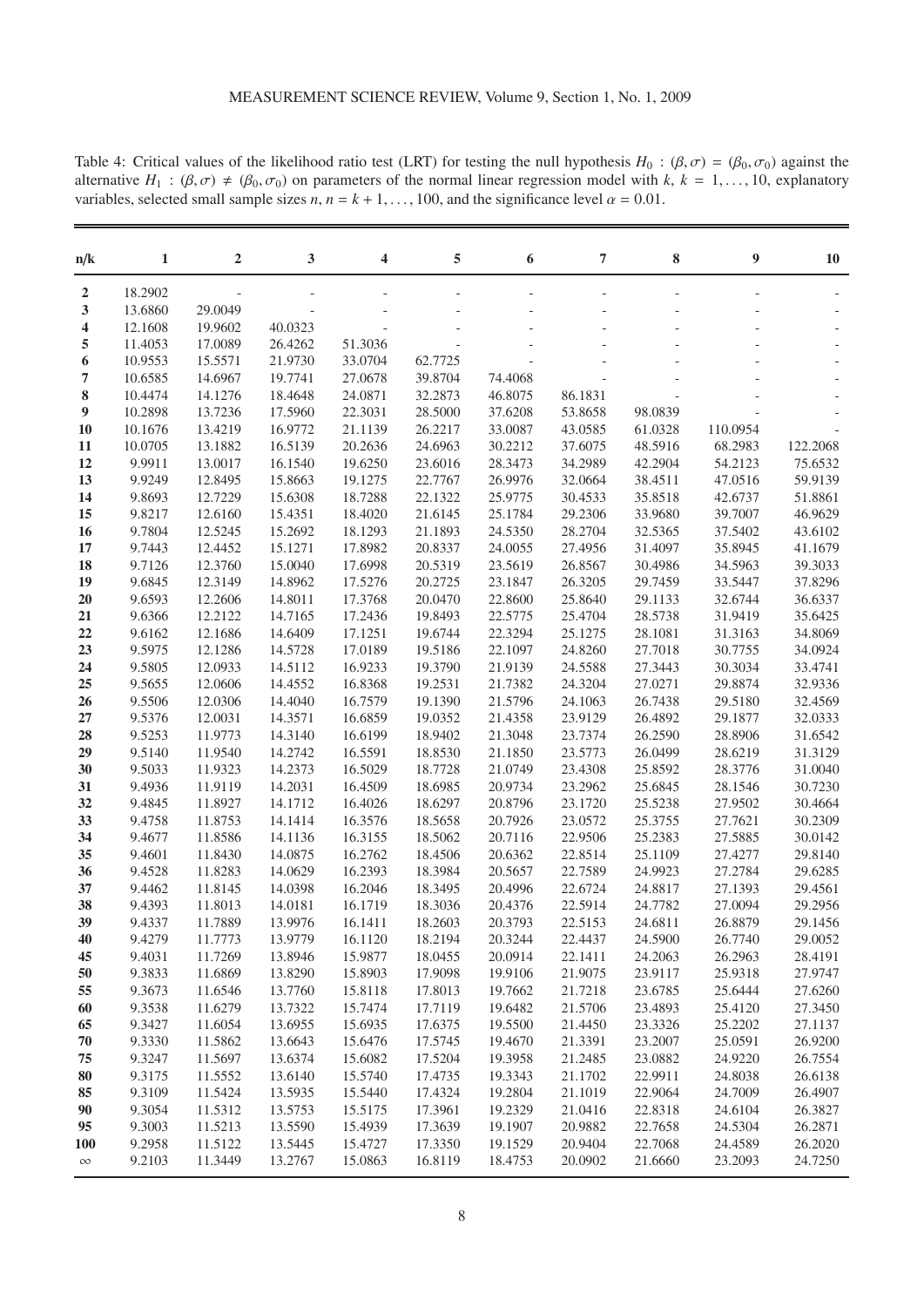Table 4: Critical values of the likelihood ratio test (LRT) for testing the null hypothesis $H_0 : (\beta, \sigma) = (\beta_0, \sigma_0)$ against the alternative $H_1 : (\beta, \sigma) \neq (\beta_0, \sigma_0)$ on parameters of the normal linear regression model with $k$, $k = 1, \ldots, 10$, explanatory variables, selected small sample sizes $n$, $n = k + 1, \ldots, 100$, and the significance level $\alpha = 0.01$.

| n/k | 1 | 2 | 3 | 4 | 5 | 6 | 7 | 8 | 9 | 10 |
|---|---|---|---|---|---|---|---|---|---|---|
| **2** | 18.2902 | - | - | - | - | - | - | - | - | - |
| **3** | 13.6860 | 29.0049 | - | - | - | - | - | - | - | - |
| **4** | 12.1608 | 19.9602 | 40.0323 | - | - | - | - | - | - | - |
| **5** | 11.4053 | 17.0089 | 26.4262 | 51.3036 | - | - | - | - | - | - |
| **6** | 10.9553 | 15.5571 | 21.9730 | 33.0704 | 62.7725 | - | - | - | - | - |
| **7** | 10.6585 | 14.6967 | 19.7741 | 27.0678 | 39.8704 | 74.4068 | - | - | - | - |
| **8** | 10.4474 | 14.1276 | 18.4648 | 24.0871 | 32.2873 | 46.8075 | 86.1831 | - | - | - |
| **9** | 10.2898 | 13.7236 | 17.5960 | 22.3031 | 28.5000 | 37.6208 | 53.8658 | 98.0839 | - | - |
| **10** | 10.1676 | 13.4219 | 16.9772 | 21.1139 | 26.2217 | 33.0087 | 43.0585 | 61.0328 | 110.0954 | - |
| **11** | 10.0705 | 13.1882 | 16.5139 | 20.2636 | 24.6963 | 30.2212 | 37.6075 | 48.5916 | 68.2983 | 122.2068 |
| **12** | 9.9911 | 13.0017 | 16.1540 | 19.6250 | 23.6016 | 28.3473 | 34.2989 | 42.2904 | 54.2123 | 75.6532 |
| **13** | 9.9249 | 12.8495 | 15.8663 | 19.1275 | 22.7767 | 26.9976 | 32.0664 | 38.4511 | 47.0516 | 59.9139 |
| **14** | 9.8693 | 12.7229 | 15.6308 | 18.7288 | 22.1322 | 25.9775 | 30.4533 | 35.8518 | 42.6737 | 51.8861 |
| **15** | 9.8217 | 12.6160 | 15.4351 | 18.4020 | 21.6145 | 25.1784 | 29.2306 | 33.9680 | 39.7007 | 46.9629 |
| **16** | 9.7804 | 12.5245 | 15.2692 | 18.1293 | 21.1893 | 24.5350 | 28.2704 | 32.5365 | 37.5402 | 43.6102 |
| **17** | 9.7443 | 12.4452 | 15.1271 | 17.8982 | 20.8337 | 24.0055 | 27.4956 | 31.4097 | 35.8945 | 41.1679 |
| **18** | 9.7126 | 12.3760 | 15.0040 | 17.6998 | 20.5319 | 23.5619 | 26.8567 | 30.4986 | 34.5963 | 39.3033 |
| **19** | 9.6845 | 12.3149 | 14.8962 | 17.5276 | 20.2725 | 23.1847 | 26.3205 | 29.7459 | 33.5447 | 37.8296 |
| **20** | 9.6593 | 12.2606 | 14.8011 | 17.3768 | 20.0470 | 22.8600 | 25.8640 | 29.1133 | 32.6744 | 36.6337 |
| **21** | 9.6366 | 12.2122 | 14.7165 | 17.2436 | 19.8493 | 22.5775 | 25.4704 | 28.5738 | 31.9419 | 35.6425 |
| **22** | 9.6162 | 12.1686 | 14.6409 | 17.1251 | 19.6744 | 22.3294 | 25.1275 | 28.1081 | 31.3163 | 34.8069 |
| **23** | 9.5975 | 12.1286 | 14.5728 | 17.0189 | 19.5186 | 22.1097 | 24.8260 | 27.7018 | 30.7755 | 34.0924 |
| **24** | 9.5805 | 12.0933 | 14.5112 | 16.9233 | 19.3790 | 21.9139 | 24.5588 | 27.3443 | 30.3034 | 33.4741 |
| **25** | 9.5655 | 12.0606 | 14.4552 | 16.8368 | 19.2531 | 21.7382 | 24.3204 | 27.0271 | 29.8874 | 32.9336 |
| **26** | 9.5506 | 12.0306 | 14.4040 | 16.7579 | 19.1390 | 21.5796 | 24.1063 | 26.7438 | 29.5180 | 32.4569 |
| **27** | 9.5376 | 12.0031 | 14.3571 | 16.6859 | 19.0352 | 21.4358 | 23.9129 | 26.4892 | 29.1877 | 32.0333 |
| **28** | 9.5253 | 11.9773 | 14.3140 | 16.6199 | 18.9402 | 21.3048 | 23.7374 | 26.2590 | 28.8906 | 31.6542 |
| **29** | 9.5140 | 11.9540 | 14.2742 | 16.5591 | 18.8530 | 21.1850 | 23.5773 | 26.0499 | 28.6219 | 31.3129 |
| **30** | 9.5033 | 11.9323 | 14.2373 | 16.5029 | 18.7728 | 21.0749 | 23.4308 | 25.8592 | 28.3776 | 31.0040 |
| **31** | 9.4936 | 11.9119 | 14.2031 | 16.4509 | 18.6985 | 20.9734 | 23.2962 | 25.6845 | 28.1546 | 30.7230 |
| **32** | 9.4845 | 11.8927 | 14.1712 | 16.4026 | 18.6297 | 20.8796 | 23.1720 | 25.5238 | 27.9502 | 30.4664 |
| **33** | 9.4758 | 11.8753 | 14.1414 | 16.3576 | 18.5658 | 20.7926 | 23.0572 | 25.3755 | 27.7621 | 30.2309 |
| **34** | 9.4677 | 11.8586 | 14.1136 | 16.3155 | 18.5062 | 20.7116 | 22.9506 | 25.2383 | 27.5885 | 30.0142 |
| **35** | 9.4601 | 11.8430 | 14.0875 | 16.2762 | 18.4506 | 20.6362 | 22.8514 | 25.1109 | 27.4277 | 29.8140 |
| **36** | 9.4528 | 11.8283 | 14.0629 | 16.2393 | 18.3984 | 20.5657 | 22.7589 | 24.9923 | 27.2784 | 29.6285 |
| **37** | 9.4462 | 11.8145 | 14.0398 | 16.2046 | 18.3495 | 20.4996 | 22.6724 | 24.8817 | 27.1393 | 29.4561 |
| **38** | 9.4393 | 11.8013 | 14.0181 | 16.1719 | 18.3036 | 20.4376 | 22.5914 | 24.7782 | 27.0094 | 29.2956 |
| **39** | 9.4337 | 11.7889 | 13.9976 | 16.1411 | 18.2603 | 20.3793 | 22.5153 | 24.6811 | 26.8879 | 29.1456 |
| **40** | 9.4279 | 11.7773 | 13.9779 | 16.1120 | 18.2194 | 20.3244 | 22.4437 | 24.5900 | 26.7740 | 29.0052 |
| **45** | 9.4031 | 11.7269 | 13.8946 | 15.9877 | 18.0455 | 20.0914 | 22.1411 | 24.2063 | 26.2963 | 28.4191 |
| **50** | 9.3833 | 11.6869 | 13.8290 | 15.8903 | 17.9098 | 19.9106 | 21.9075 | 23.9117 | 25.9318 | 27.9747 |
| **55** | 9.3673 | 11.6546 | 13.7760 | 15.8118 | 17.8013 | 19.7662 | 21.7218 | 23.6785 | 25.6444 | 27.6260 |
| **60** | 9.3538 | 11.6279 | 13.7322 | 15.7474 | 17.7119 | 19.6482 | 21.5706 | 23.4893 | 25.4120 | 27.3450 |
| **65** | 9.3427 | 11.6054 | 13.6955 | 15.6935 | 17.6375 | 19.5500 | 21.4450 | 23.3326 | 25.2202 | 27.1137 |
| **70** | 9.3330 | 11.5862 | 13.6643 | 15.6476 | 17.5745 | 19.4670 | 21.3391 | 23.2007 | 25.0591 | 26.9200 |
| **75** | 9.3247 | 11.5697 | 13.6374 | 15.6082 | 17.5204 | 19.3958 | 21.2485 | 23.0882 | 24.9220 | 26.7554 |
| **80** | 9.3175 | 11.5552 | 13.6140 | 15.5740 | 17.4735 | 19.3343 | 21.1702 | 22.9911 | 24.8038 | 26.6138 |
| **85** | 9.3109 | 11.5424 | 13.5935 | 15.5440 | 17.4324 | 19.2804 | 21.1019 | 22.9064 | 24.7009 | 26.4907 |
| **90** | 9.3054 | 11.5312 | 13.5753 | 15.5175 | 17.3961 | 19.2329 | 21.0416 | 22.8318 | 24.6104 | 26.3827 |
| **95** | 9.3003 | 11.5213 | 13.5590 | 15.4939 | 17.3639 | 19.1907 | 20.9882 | 22.7658 | 24.5304 | 26.2871 |
| **100** | 9.2958 | 11.5122 | 13.5445 | 15.4727 | 17.3350 | 19.1529 | 20.9404 | 22.7068 | 24.4589 | 26.2020 |
| $\infty$ | 9.2103 | 11.3449 | 13.2767 | 15.0863 | 16.8119 | 18.4753 | 20.0902 | 21.6660 | 23.2093 | 24.7250 |